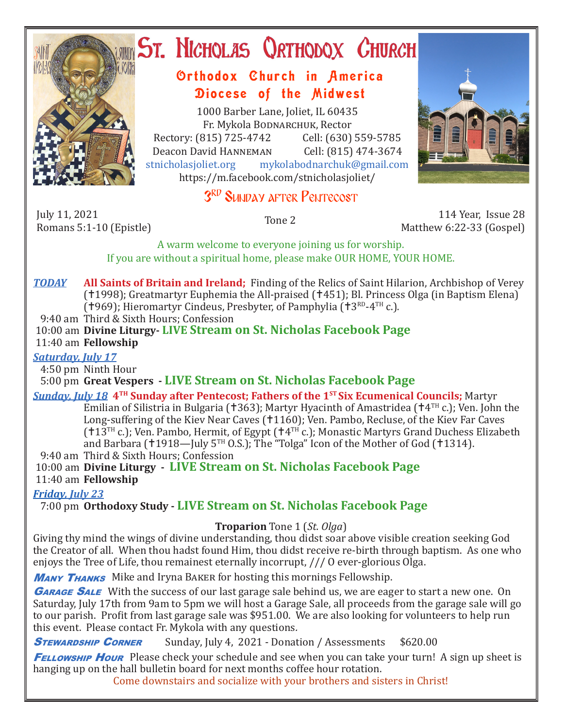# St. Nicholas Orthodox Church

## Orthodox Church in America
## Diocese of the Midwest

1000 Barber Lane, Joliet, IL 60435
Fr. Mykola Bodnarchuk, Rector
Rectory: (815) 725-4742 Cell: (630) 559-5785
Deacon David Hanneman Cell: (815) 474-3674
stnicholasjoliet.org mykolabodnarchuk@gmail.com
https://m.facebook.com/stnicholasjoliet/

## 3RD Sunday after Pentecost

July 11, 2021
Romans 5:1-10 (Epistle)

Tone 2

114 Year, Issue 28
Matthew 6:22-33 (Gospel)

A warm welcome to everyone joining us for worship.
If you are without a spiritual home, please make OUR HOME, YOUR HOME.

***TODAY*** **All Saints of Britain and Ireland;** Finding of the Relics of Saint Hilarion, Archbishop of Verey (✝1998); Greatmartyr Euphemia the All-praised (✝451); Bl. Princess Olga (in Baptism Elena) (✝969); Hieromartyr Cindeus, Presbyter, of Pamphylia (✝3RD-4TH c.).

9:40 am Third & Sixth Hours; Confession
10:00 am **Divine Liturgy- LIVE Stream on St. Nicholas Facebook Page**
11:40 am **Fellowship**

***Saturday, July 17***

4:50 pm Ninth Hour
5:00 pm **Great Vespers - LIVE Stream on St. Nicholas Facebook Page**

***Sunday, July 18*** **4TH Sunday after Pentecost; Fathers of the 1ST Six Ecumenical Councils;** Martyr Emilian of Silistria in Bulgaria (✝363); Martyr Hyacinth of Amastridea (✝4TH c.); Ven. John the Long-suffering of the Kiev Near Caves (✝1160); Ven. Pambo, Recluse, of the Kiev Far Caves (✝13TH c.); Ven. Pambo, Hermit, of Egypt (✝4TH c.); Monastic Martyrs Grand Duchess Elizabeth and Barbara (✝1918—July 5TH O.S.); The "Tolga" Icon of the Mother of God (✝1314).

9:40 am Third & Sixth Hours; Confession
10:00 am **Divine Liturgy - LIVE Stream on St. Nicholas Facebook Page**
11:40 am **Fellowship**

***Friday, July 23***

7:00 pm **Orthodoxy Study - LIVE Stream on St. Nicholas Facebook Page**

**Troparion** Tone 1 (*St. Olga*)

Giving thy mind the wings of divine understanding, thou didst soar above visible creation seeking God the Creator of all. When thou hadst found Him, thou didst receive re-birth through baptism. As one who enjoys the Tree of Life, thou remainest eternally incorrupt, /// O ever-glorious Olga.

***Many Thanks*** Mike and Iryna Baker for hosting this mornings Fellowship.

***Garage Sale*** With the success of our last garage sale behind us, we are eager to start a new one. On Saturday, July 17th from 9am to 5pm we will host a Garage Sale, all proceeds from the garage sale will go to our parish. Profit from last garage sale was $951.00. We are also looking for volunteers to help run this event. Please contact Fr. Mykola with any questions.

***Stewardship Corner*** Sunday, July 4, 2021 - Donation / Assessments $620.00

***Fellowship Hour*** Please check your schedule and see when you can take your turn! A sign up sheet is hanging up on the hall bulletin board for next months coffee hour rotation.

Come downstairs and socialize with your brothers and sisters in Christ!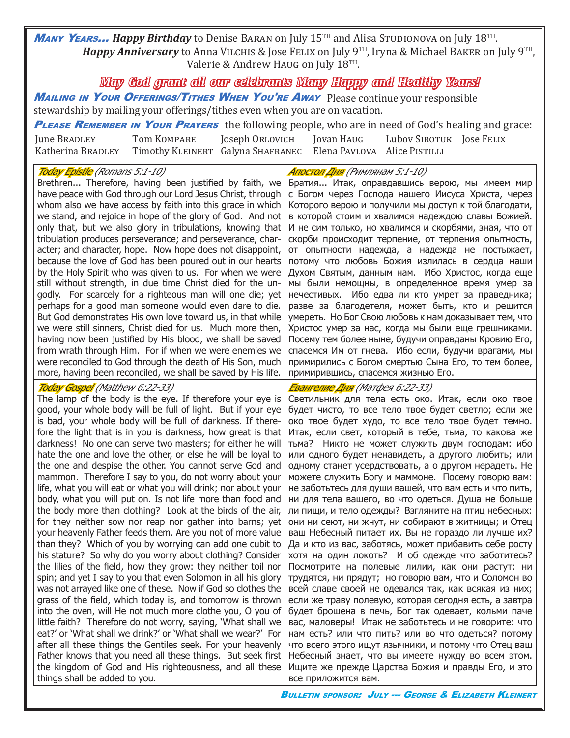***Many Years... Happy Birthday*** to Denise Baran on July 15TH and Alisa Studionova on July 18TH.
***Happy Anniversary*** to Anna Vilchis & Jose Felix on July 9TH, Iryna & Michael Baker on July 9TH, Valerie & Andrew Haug on July 18TH.

***May God grant all our celebrants Many Happy and Healthy Years!***

***Mailing in Your Offerings/Tithes When You're Away*** Please continue your responsible stewardship by mailing your offerings/tithes even when you are on vacation.

***Please Remember in Your Prayers*** the following people, who are in need of God's healing and grace:

| | | | | | |
|---|---|---|---|---|---|
| June Bradley | Tom Kompare | Joseph Orlovich | Jovan Haug | Lubov Sirotuk | Jose Felix |
| Katherina Bradley | Timothy Kleinert | Galyna Shafranec | Elena Pavlova | Alice Pistilli | |

*Today Epistle (Romans 5:1-10)*

Brethren... Therefore, having been justified by faith, we have peace with God through our Lord Jesus Christ, through whom also we have access by faith into this grace in which we stand, and rejoice in hope of the glory of God. And not only that, but we also glory in tribulations, knowing that tribulation produces perseverance; and perseverance, character; and character, hope. Now hope does not disappoint, because the love of God has been poured out in our hearts by the Holy Spirit who was given to us. For when we were still without strength, in due time Christ died for the ungodly. For scarcely for a righteous man will one die; yet perhaps for a good man someone would even dare to die. But God demonstrates His own love toward us, in that while we were still sinners, Christ died for us. Much more then, having now been justified by His blood, we shall be saved from wrath through Him. For if when we were enemies we were reconciled to God through the death of His Son, much more, having been reconciled, we shall be saved by His life.

*Апостол Дня (Римлянам 5:1-10)*

Братия... Итак, оправдавшись верою, мы имеем мир с Богом через Господа нашего Иисуса Христа, через Которого верою и получили мы доступ к той благодати, в которой стоим и хвалимся надеждою славы Божией. И не сим только, но хвалимся и скорбями, зная, что от скорби происходит терпение, от терпения опытность, от опытности надежда, а надежда не постыжает, потому что любовь Божия излилась в сердца наши Духом Святым, данным нам. Ибо Христос, когда еще мы были немощны, в определенное время умер за нечестивых. Ибо едва ли кто умрет за праведника; разве за благодетеля, может быть, кто и решится умереть. Но Бог Свою любовь к нам доказывает тем, что Христос умер за нас, когда мы были еще грешниками. Посему тем более ныне, будучи оправданы Кровию Его, спасемся Им от гнева. Ибо если, будучи врагами, мы примирились с Богом смертью Сына Его, то тем более, примирившись, спасемся жизнью Его.

*Today Gospel (Matthew 6:22-33)*

The lamp of the body is the eye. If therefore your eye is good, your whole body will be full of light. But if your eye is bad, your whole body will be full of darkness. If therefore the light that is in you is darkness, how great is that darkness! No one can serve two masters; for either he will hate the one and love the other, or else he will be loyal to the one and despise the other. You cannot serve God and mammon. Therefore I say to you, do not worry about your life, what you will eat or what you will drink; nor about your body, what you will put on. Is not life more than food and the body more than clothing? Look at the birds of the air, for they neither sow nor reap nor gather into barns; yet your heavenly Father feeds them. Are you not of more value than they? Which of you by worrying can add one cubit to his stature? So why do you worry about clothing? Consider the lilies of the field, how they grow: they neither toil nor spin; and yet I say to you that even Solomon in all his glory was not arrayed like one of these. Now if God so clothes the grass of the field, which today is, and tomorrow is thrown into the oven, will He not much more clothe you, O you of little faith? Therefore do not worry, saying, 'What shall we eat?' or 'What shall we drink?' or 'What shall we wear?' For after all these things the Gentiles seek. For your heavenly Father knows that you need all these things. But seek first the kingdom of God and His righteousness, and all these things shall be added to you.

*Евангелие Дня (Матфея 6:22-33)*

Светильник для тела есть око. Итак, если око твое будет чисто, то все тело твое будет светло; если же око твое будет худо, то все тело твое будет темно. Итак, если свет, который в тебе, тьма, то какова же тьма? Никто не может служить двум господам: ибо или одного будет ненавидеть, а другого любить; или одному станет усердствовать, а о другом нерадеть. Не можете служить Богу и маммоне. Посему говорю вам: не заботьтесь для души вашей, что вам есть и что пить, ни для тела вашего, во что одеться. Душа не больше ли пищи, и тело одежды? Взгляните на птиц небесных: они ни сеют, ни жнут, ни собирают в житницы; и Отец ваш Небесный питает их. Вы не гораздо ли лучше их? Да и кто из вас, заботясь, может прибавить себе росту хотя на один локоть? И об одежде что заботитесь? Посмотрите на полевые лилии, как они растут: ни трудятся, ни прядут; но говорю вам, что и Соломон во всей славе своей не одевался так, как всякая из них; если же траву полевую, которая сегодня есть, а завтра будет брошена в печь, Бог так одевает, кольми паче вас, маловеры! Итак не заботьтесь и не говорите: что нам есть? или что пить? или во что одеться? потому что всего этого ищут язычники, и потому что Отец ваш Небесный знает, что вы имеете нужду во всем этом. Ищите же прежде Царства Божия и правды Его, и это все приложится вам.

***Bulletin sponsor: July --- George & Elizabeth Kleinert***